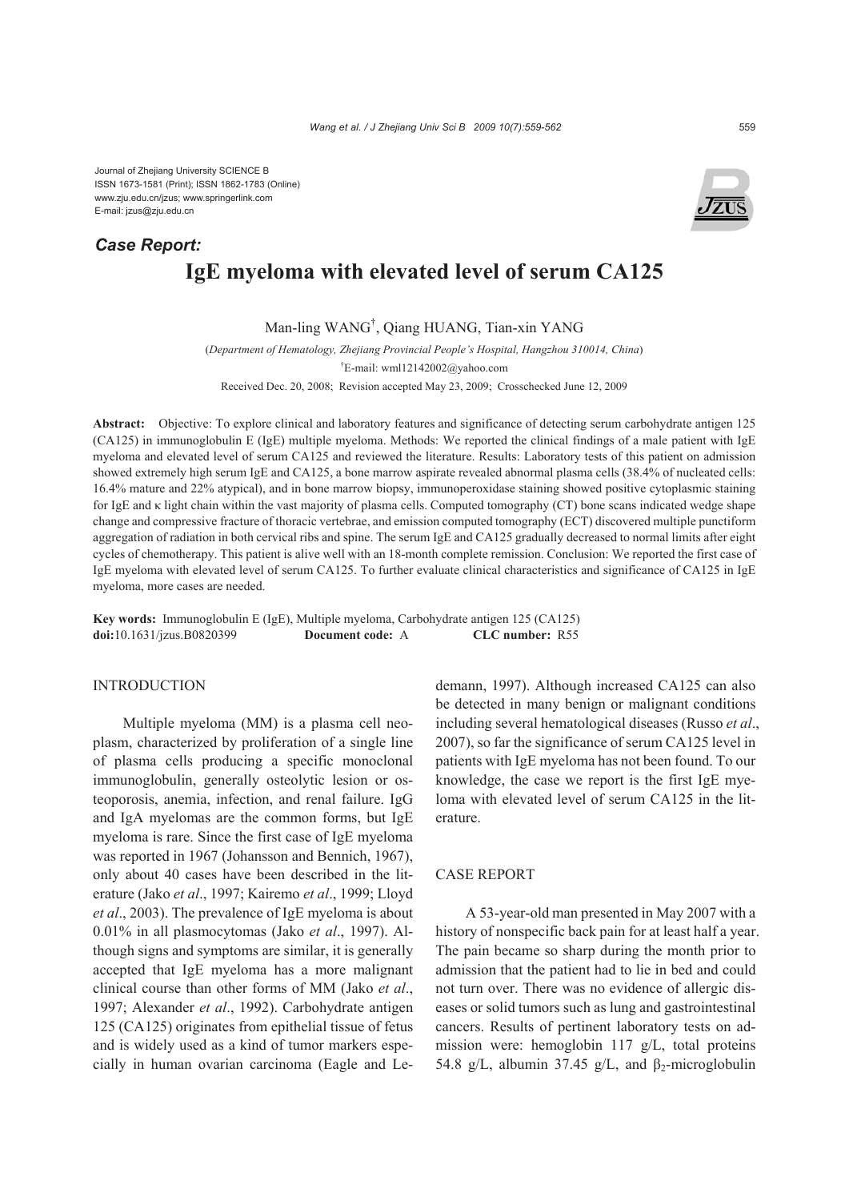Journal of Zhejiang University SCIENCE B
ISSN 1673-1581 (Print); ISSN 1862-1783 (Online)
www.zju.edu.cn/jzus; www.springerlink.com
E-mail: jzus@zju.edu.cn

***Case Report:***

# IgE myeloma with elevated level of serum CA125

Man-ling WANG[†], Qiang HUANG, Tian-xin YANG

(*Department of Hematology, Zhejiang Provincial People's Hospital, Hangzhou 310014, China*)

[†]E-mail: wml12142002@yahoo.com

Received Dec. 20, 2008; Revision accepted May 23, 2009; Crosschecked June 12, 2009

**Abstract:** Objective: To explore clinical and laboratory features and significance of detecting serum carbohydrate antigen 125 (CA125) in immunoglobulin E (IgE) multiple myeloma. Methods: We reported the clinical findings of a male patient with IgE myeloma and elevated level of serum CA125 and reviewed the literature. Results: Laboratory tests of this patient on admission showed extremely high serum IgE and CA125, a bone marrow aspirate revealed abnormal plasma cells (38.4% of nucleated cells: 16.4% mature and 22% atypical), and in bone marrow biopsy, immunoperoxidase staining showed positive cytoplasmic staining for IgE and κ light chain within the vast majority of plasma cells. Computed tomography (CT) bone scans indicated wedge shape change and compressive fracture of thoracic vertebrae, and emission computed tomography (ECT) discovered multiple punctiform aggregation of radiation in both cervical ribs and spine. The serum IgE and CA125 gradually decreased to normal limits after eight cycles of chemotherapy. This patient is alive well with an 18-month complete remission. Conclusion: We reported the first case of IgE myeloma with elevated level of serum CA125. To further evaluate clinical characteristics and significance of CA125 in IgE myeloma, more cases are needed.

**Key words:** Immunoglobulin E (IgE), Multiple myeloma, Carbohydrate antigen 125 (CA125)
**doi:**10.1631/jzus.B0820399 **Document code:** A **CLC number:** R55

## INTRODUCTION

Multiple myeloma (MM) is a plasma cell neoplasm, characterized by proliferation of a single line of plasma cells producing a specific monoclonal immunoglobulin, generally osteolytic lesion or osteoporosis, anemia, infection, and renal failure. IgG and IgA myelomas are the common forms, but IgE myeloma is rare. Since the first case of IgE myeloma was reported in 1967 (Johansson and Bennich, 1967), only about 40 cases have been described in the literature (Jako *et al*., 1997; Kairemo *et al*., 1999; Lloyd *et al*., 2003). The prevalence of IgE myeloma is about 0.01% in all plasmocytomas (Jako *et al*., 1997). Although signs and symptoms are similar, it is generally accepted that IgE myeloma has a more malignant clinical course than other forms of MM (Jako *et al*., 1997; Alexander *et al*., 1992). Carbohydrate antigen 125 (CA125) originates from epithelial tissue of fetus and is widely used as a kind of tumor markers especially in human ovarian carcinoma (Eagle and Ledemann, 1997). Although increased CA125 can also be detected in many benign or malignant conditions including several hematological diseases (Russo *et al*., 2007), so far the significance of serum CA125 level in patients with IgE myeloma has not been found. To our knowledge, the case we report is the first IgE myeloma with elevated level of serum CA125 in the literature.

## CASE REPORT

A 53-year-old man presented in May 2007 with a history of nonspecific back pain for at least half a year. The pain became so sharp during the month prior to admission that the patient had to lie in bed and could not turn over. There was no evidence of allergic diseases or solid tumors such as lung and gastrointestinal cancers. Results of pertinent laboratory tests on admission were: hemoglobin 117 g/L, total proteins 54.8 g/L, albumin 37.45 g/L, and $\beta_2$-microglobulin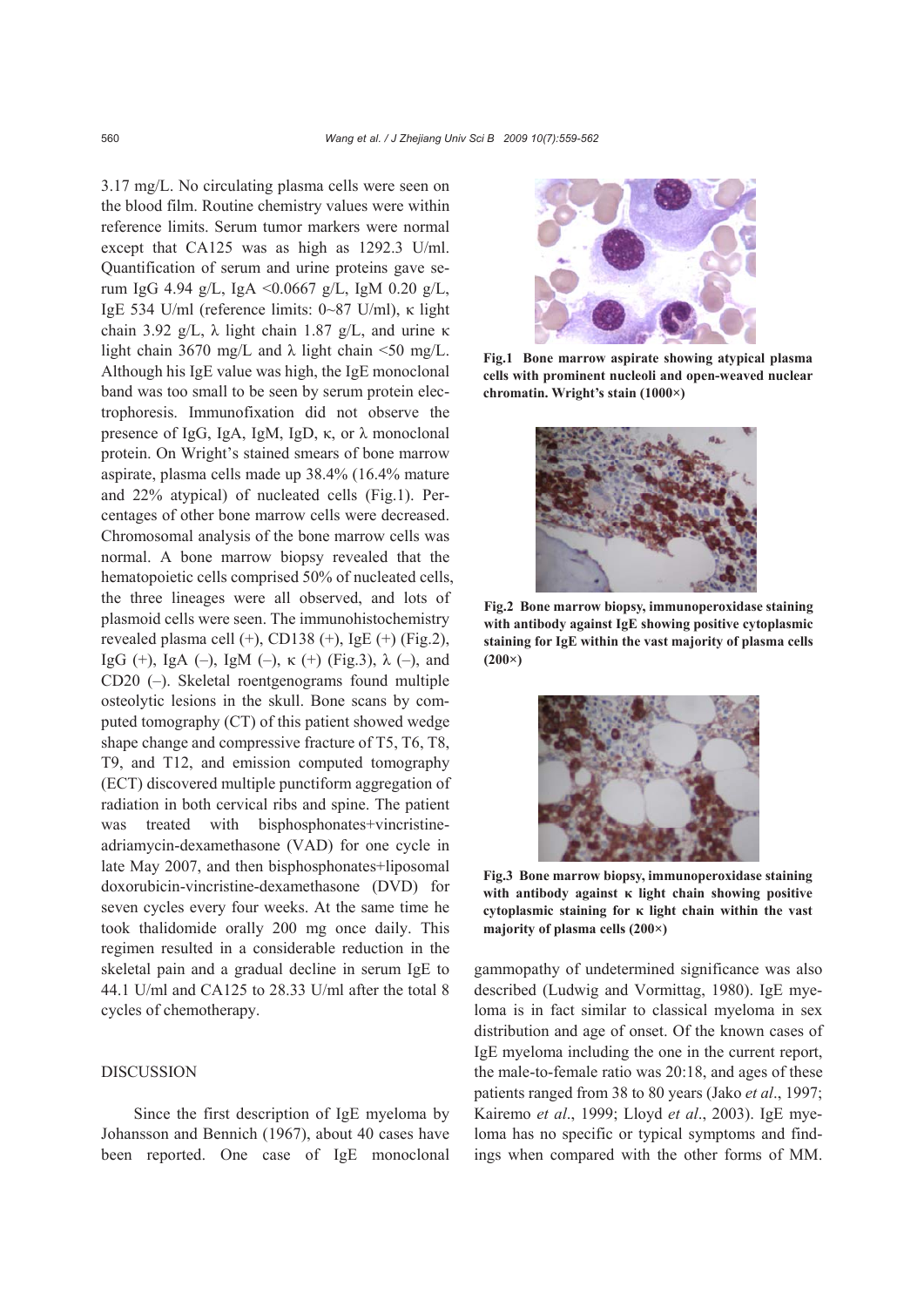3.17 mg/L. No circulating plasma cells were seen on the blood film. Routine chemistry values were within reference limits. Serum tumor markers were normal except that CA125 was as high as 1292.3 U/ml. Quantification of serum and urine proteins gave serum IgG 4.94 g/L, IgA <0.0667 g/L, IgM 0.20 g/L, IgE 534 U/ml (reference limits: 0~87 U/ml), κ light chain 3.92 g/L, λ light chain 1.87 g/L, and urine κ light chain 3670 mg/L and λ light chain <50 mg/L. Although his IgE value was high, the IgE monoclonal band was too small to be seen by serum protein electrophoresis. Immunofixation did not observe the presence of IgG, IgA, IgM, IgD, κ, or λ monoclonal protein. On Wright's stained smears of bone marrow aspirate, plasma cells made up 38.4% (16.4% mature and 22% atypical) of nucleated cells (Fig.1). Percentages of other bone marrow cells were decreased. Chromosomal analysis of the bone marrow cells was normal. A bone marrow biopsy revealed that the hematopoietic cells comprised 50% of nucleated cells, the three lineages were all observed, and lots of plasmoid cells were seen. The immunohistochemistry revealed plasma cell (+), CD138 (+), IgE (+) (Fig.2), IgG (+), IgA (–), IgM (–), κ (+) (Fig.3), λ (–), and CD20 (–). Skeletal roentgenograms found multiple osteolytic lesions in the skull. Bone scans by computed tomography (CT) of this patient showed wedge shape change and compressive fracture of T5, T6, T8, T9, and T12, and emission computed tomography (ECT) discovered multiple punctiform aggregation of radiation in both cervical ribs and spine. The patient was treated with bisphosphonates+vincristine-adriamycin-dexamethasone (VAD) for one cycle in late May 2007, and then bisphosphonates+liposomal doxorubicin-vincristine-dexamethasone (DVD) for seven cycles every four weeks. At the same time he took thalidomide orally 200 mg once daily. This regimen resulted in a considerable reduction in the skeletal pain and a gradual decline in serum IgE to 44.1 U/ml and CA125 to 28.33 U/ml after the total 8 cycles of chemotherapy.

**Fig.1 Bone marrow aspirate showing atypical plasma cells with prominent nucleoli and open-weaved nuclear chromatin. Wright's stain (1000×)**

**Fig.2 Bone marrow biopsy, immunoperoxidase staining with antibody against IgE showing positive cytoplasmic staining for IgE within the vast majority of plasma cells (200×)**

**Fig.3 Bone marrow biopsy, immunoperoxidase staining with antibody against κ light chain showing positive cytoplasmic staining for κ light chain within the vast majority of plasma cells (200×)**

## DISCUSSION

Since the first description of IgE myeloma by Johansson and Bennich (1967), about 40 cases have been reported. One case of IgE monoclonal gammopathy of undetermined significance was also described (Ludwig and Vormittag, 1980). IgE myeloma is in fact similar to classical myeloma in sex distribution and age of onset. Of the known cases of IgE myeloma including the one in the current report, the male-to-female ratio was 20:18, and ages of these patients ranged from 38 to 80 years (Jako *et al*., 1997; Kairemo *et al*., 1999; Lloyd *et al*., 2003). IgE myeloma has no specific or typical symptoms and findings when compared with the other forms of MM.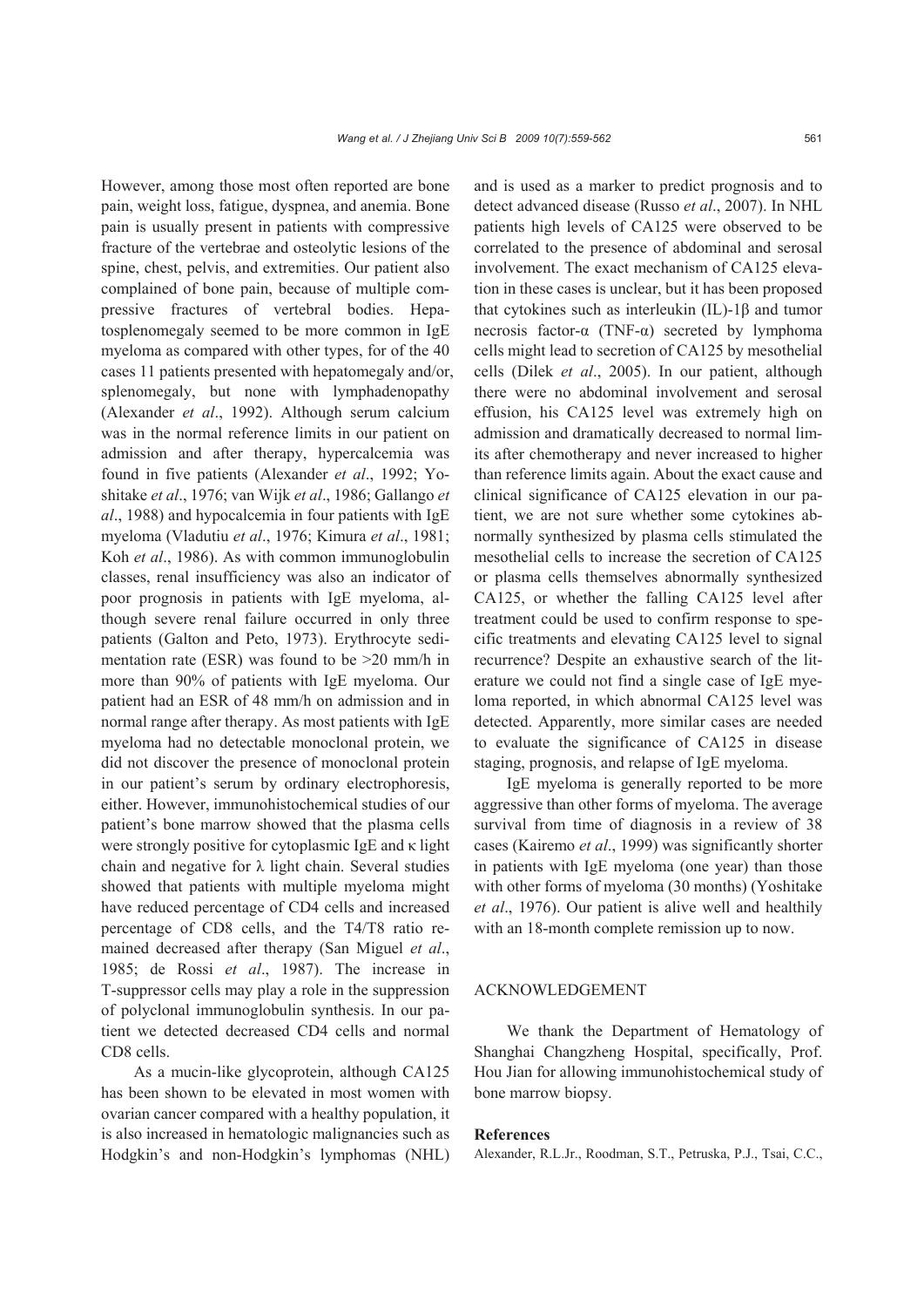However, among those most often reported are bone pain, weight loss, fatigue, dyspnea, and anemia. Bone pain is usually present in patients with compressive fracture of the vertebrae and osteolytic lesions of the spine, chest, pelvis, and extremities. Our patient also complained of bone pain, because of multiple compressive fractures of vertebral bodies. Hepatosplenomegaly seemed to be more common in IgE myeloma as compared with other types, for of the 40 cases 11 patients presented with hepatomegaly and/or, splenomegaly, but none with lymphadenopathy (Alexander *et al*., 1992). Although serum calcium was in the normal reference limits in our patient on admission and after therapy, hypercalcemia was found in five patients (Alexander *et al*., 1992; Yoshitake *et al*., 1976; van Wijk *et al*., 1986; Gallango *et al*., 1988) and hypocalcemia in four patients with IgE myeloma (Vladutiu *et al*., 1976; Kimura *et al*., 1981; Koh *et al*., 1986). As with common immunoglobulin classes, renal insufficiency was also an indicator of poor prognosis in patients with IgE myeloma, although severe renal failure occurred in only three patients (Galton and Peto, 1973). Erythrocyte sedimentation rate (ESR) was found to be >20 mm/h in more than 90% of patients with IgE myeloma. Our patient had an ESR of 48 mm/h on admission and in normal range after therapy. As most patients with IgE myeloma had no detectable monoclonal protein, we did not discover the presence of monoclonal protein in our patient's serum by ordinary electrophoresis, either. However, immunohistochemical studies of our patient's bone marrow showed that the plasma cells were strongly positive for cytoplasmic IgE and κ light chain and negative for λ light chain. Several studies showed that patients with multiple myeloma might have reduced percentage of CD4 cells and increased percentage of CD8 cells, and the T4/T8 ratio remained decreased after therapy (San Miguel *et al*., 1985; de Rossi *et al*., 1987). The increase in T-suppressor cells may play a role in the suppression of polyclonal immunoglobulin synthesis. In our patient we detected decreased CD4 cells and normal CD8 cells.

As a mucin-like glycoprotein, although CA125 has been shown to be elevated in most women with ovarian cancer compared with a healthy population, it is also increased in hematologic malignancies such as Hodgkin's and non-Hodgkin's lymphomas (NHL) and is used as a marker to predict prognosis and to detect advanced disease (Russo *et al*., 2007). In NHL patients high levels of CA125 were observed to be correlated to the presence of abdominal and serosal involvement. The exact mechanism of CA125 elevation in these cases is unclear, but it has been proposed that cytokines such as interleukin (IL)-1β and tumor necrosis factor-α (TNF-α) secreted by lymphoma cells might lead to secretion of CA125 by mesothelial cells (Dilek *et al*., 2005). In our patient, although there were no abdominal involvement and serosal effusion, his CA125 level was extremely high on admission and dramatically decreased to normal limits after chemotherapy and never increased to higher than reference limits again. About the exact cause and clinical significance of CA125 elevation in our patient, we are not sure whether some cytokines abnormally synthesized by plasma cells stimulated the mesothelial cells to increase the secretion of CA125 or plasma cells themselves abnormally synthesized CA125, or whether the falling CA125 level after treatment could be used to confirm response to specific treatments and elevating CA125 level to signal recurrence? Despite an exhaustive search of the literature we could not find a single case of IgE myeloma reported, in which abnormal CA125 level was detected. Apparently, more similar cases are needed to evaluate the significance of CA125 in disease staging, prognosis, and relapse of IgE myeloma.

IgE myeloma is generally reported to be more aggressive than other forms of myeloma. The average survival from time of diagnosis in a review of 38 cases (Kairemo *et al*., 1999) was significantly shorter in patients with IgE myeloma (one year) than those with other forms of myeloma (30 months) (Yoshitake *et al*., 1976). Our patient is alive well and healthily with an 18-month complete remission up to now.

## ACKNOWLEDGEMENT

We thank the Department of Hematology of Shanghai Changzheng Hospital, specifically, Prof. Hou Jian for allowing immunohistochemical study of bone marrow biopsy.

## References

Alexander, R.L.Jr., Roodman, S.T., Petruska, P.J., Tsai, C.C.,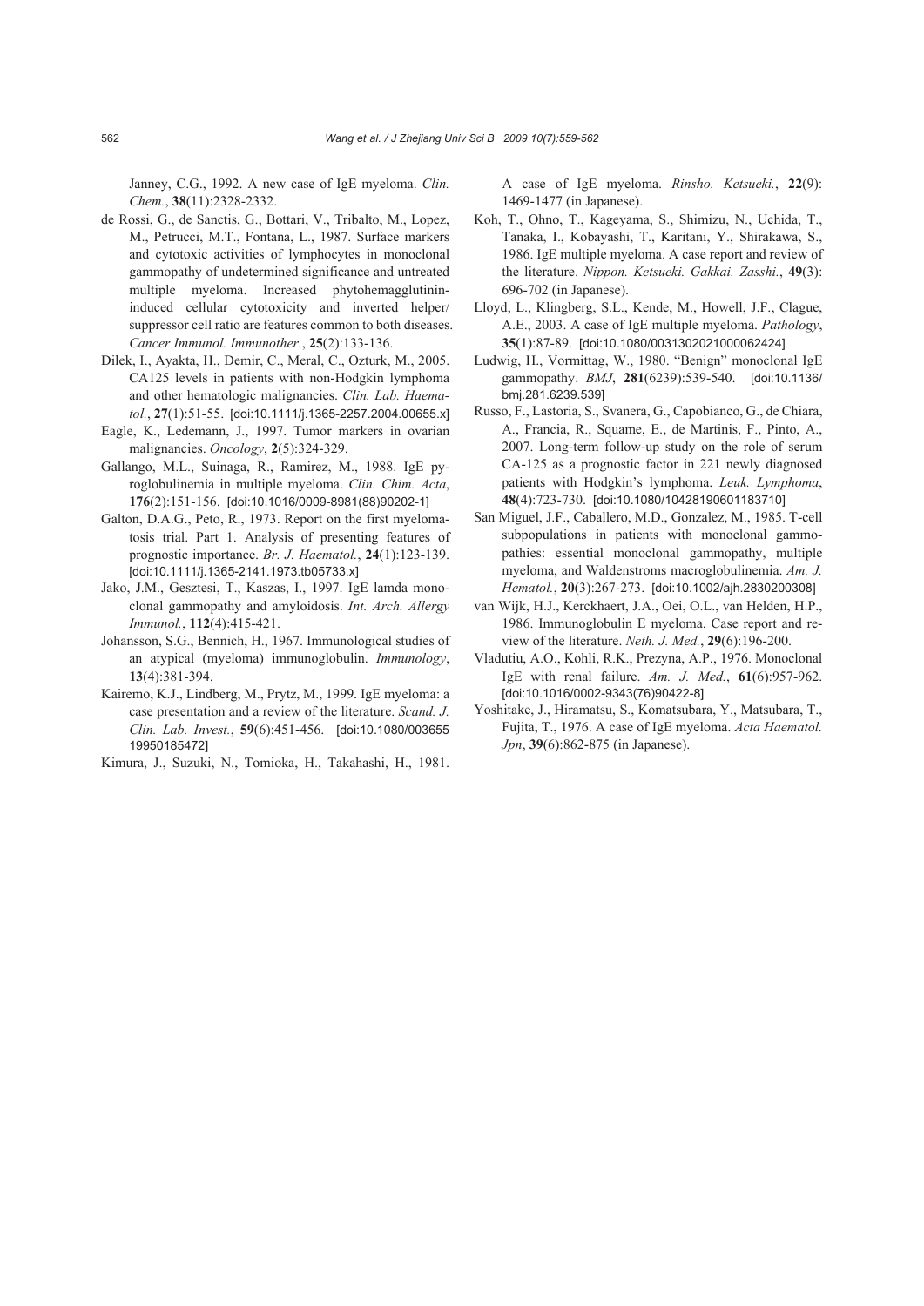Janney, C.G., 1992. A new case of IgE myeloma. *Clin. Chem.*, **38**(11):2328-2332.

de Rossi, G., de Sanctis, G., Bottari, V., Tribalto, M., Lopez, M., Petrucci, M.T., Fontana, L., 1987. Surface markers and cytotoxic activities of lymphocytes in monoclonal gammopathy of undetermined significance and untreated multiple myeloma. Increased phytohemagglutinin-induced cellular cytotoxicity and inverted helper/suppressor cell ratio are features common to both diseases. *Cancer Immunol. Immunother.*, **25**(2):133-136.

Dilek, I., Ayakta, H., Demir, C., Meral, C., Ozturk, M., 2005. CA125 levels in patients with non-Hodgkin lymphoma and other hematologic malignancies. *Clin. Lab. Haematol.*, **27**(1):51-55. [doi:10.1111/j.1365-2257.2004.00655.x]

Eagle, K., Ledemann, J., 1997. Tumor markers in ovarian malignancies. *Oncology*, **2**(5):324-329.

Gallango, M.L., Suinaga, R., Ramirez, M., 1988. IgE pyroglobulinemia in multiple myeloma. *Clin. Chim. Acta*, **176**(2):151-156. [doi:10.1016/0009-8981(88)90202-1]

Galton, D.A.G., Peto, R., 1973. Report on the first myelomatosis trial. Part 1. Analysis of presenting features of prognostic importance. *Br. J. Haematol.*, **24**(1):123-139. [doi:10.1111/j.1365-2141.1973.tb05733.x]

Jako, J.M., Gesztesi, T., Kaszas, I., 1997. IgE lamda monoclonal gammopathy and amyloidosis. *Int. Arch. Allergy Immunol.*, **112**(4):415-421.

Johansson, S.G., Bennich, H., 1967. Immunological studies of an atypical (myeloma) immunoglobulin. *Immunology*, **13**(4):381-394.

Kairemo, K.J., Lindberg, M., Prytz, M., 1999. IgE myeloma: a case presentation and a review of the literature. *Scand. J. Clin. Lab. Invest.*, **59**(6):451-456. [doi:10.1080/00365519950185472]

Kimura, J., Suzuki, N., Tomioka, H., Takahashi, H., 1981. A case of IgE myeloma. *Rinsho. Ketsueki.*, **22**(9):1469-1477 (in Japanese).

Koh, T., Ohno, T., Kageyama, S., Shimizu, N., Uchida, T., Tanaka, I., Kobayashi, T., Karitani, Y., Shirakawa, S., 1986. IgE multiple myeloma. A case report and review of the literature. *Nippon. Ketsueki. Gakkai. Zasshi.*, **49**(3):696-702 (in Japanese).

Lloyd, L., Klingberg, S.L., Kende, M., Howell, J.F., Clague, A.E., 2003. A case of IgE multiple myeloma. *Pathology*, **35**(1):87-89. [doi:10.1080/0031302021000062424]

Ludwig, H., Vormittag, W., 1980. "Benign" monoclonal IgE gammopathy. *BMJ*, **281**(6239):539-540. [doi:10.1136/bmj.281.6239.539]

Russo, F., Lastoria, S., Svanera, G., Capobianco, G., de Chiara, A., Francia, R., Squame, E., de Martinis, F., Pinto, A., 2007. Long-term follow-up study on the role of serum CA-125 as a prognostic factor in 221 newly diagnosed patients with Hodgkin's lymphoma. *Leuk. Lymphoma*, **48**(4):723-730. [doi:10.1080/10428190601183710]

San Miguel, J.F., Caballero, M.D., Gonzalez, M., 1985. T-cell subpopulations in patients with monoclonal gammopathies: essential monoclonal gammopathy, multiple myeloma, and Waldenstroms macroglobulinemia. *Am. J. Hematol.*, **20**(3):267-273. [doi:10.1002/ajh.2830200308]

van Wijk, H.J., Kerckhaert, J.A., Oei, O.L., van Helden, H.P., 1986. Immunoglobulin E myeloma. Case report and review of the literature. *Neth. J. Med.*, **29**(6):196-200.

Vladutiu, A.O., Kohli, R.K., Prezyna, A.P., 1976. Monoclonal IgE with renal failure. *Am. J. Med.*, **61**(6):957-962. [doi:10.1016/0002-9343(76)90422-8]

Yoshitake, J., Hiramatsu, S., Komatsubara, Y., Matsubara, T., Fujita, T., 1976. A case of IgE myeloma. *Acta Haematol. Jpn*, **39**(6):862-875 (in Japanese).